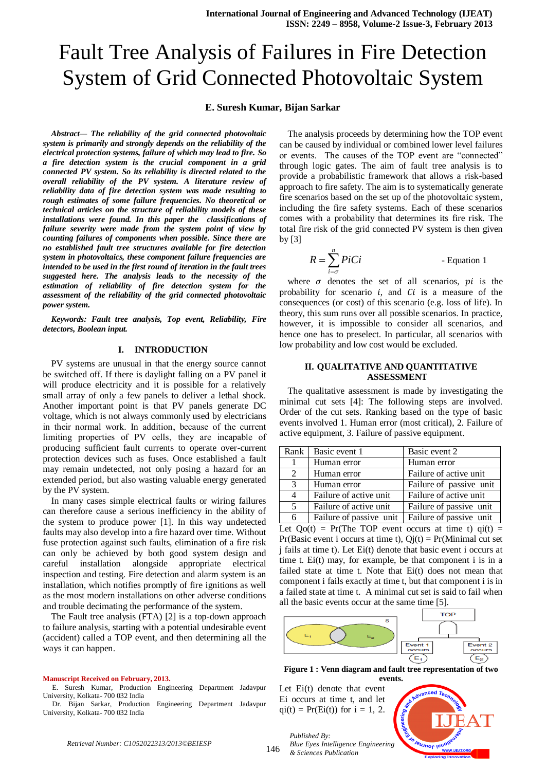# Fault Tree Analysis of Failures in Fire Detection System of Grid Connected Photovoltaic System

**E. Suresh Kumar, Bijan Sarkar**

***Abstract***— ***The reliability of the grid connected photovoltaic system is primarily and strongly depends on the reliability of the electrical protection systems, failure of which may lead to fire. So a fire detection system is the crucial component in a grid connected PV system. So its reliability is directed related to the overall reliability of the PV system. A literature review of reliability data of fire detection system was made resulting to rough estimates of some failure frequencies. No theoretical or technical articles on the structure of reliability models of these installations were found. In this paper the classifications of failure severity were made from the system point of view by counting failures of components when possible. Since there are no established fault tree structures available for fire detection system in photovoltaics, these component failure frequencies are intended to be used in the first round of iteration in the fault trees suggested here. The analysis leads to the necessity of the estimation of reliability of fire detection system for the assessment of the reliability of the grid connected photovoltaic power system.***

***Keywords: Fault tree analysis, Top event, Reliability, Fire detectors, Boolean input.***

## I. INTRODUCTION

PV systems are unusual in that the energy source cannot be switched off. If there is daylight falling on a PV panel it will produce electricity and it is possible for a relatively small array of only a few panels to deliver a lethal shock. Another important point is that PV panels generate DC voltage, which is not always commonly used by electricians in their normal work. In addition, because of the current limiting properties of PV cells, they are incapable of producing sufficient fault currents to operate over-current protection devices such as fuses. Once established a fault may remain undetected, not only posing a hazard for an extended period, but also wasting valuable energy generated by the PV system.

In many cases simple electrical faults or wiring failures can therefore cause a serious inefficiency in the ability of the system to produce power [1]. In this way undetected faults may also develop into a fire hazard over time. Without fuse protection against such faults, elimination of a fire risk can only be achieved by both good system design and careful installation alongside appropriate electrical inspection and testing. Fire detection and alarm system is an installation, which notifies promptly of fire ignitions as well as the most modern installations on other adverse conditions and trouble decimating the performance of the system.

The Fault tree analysis (FTA) [2] is a top-down approach to failure analysis, starting with a potential undesirable event (accident) called a TOP event, and then determining all the ways it can happen.

**Manuscript Received on February, 2013.**

E. Suresh Kumar, Production Engineering Department Jadavpur University, Kolkata- 700 032 India

Dr. Bijan Sarkar, Production Engineering Department Jadavpur University, Kolkata- 700 032 India

The analysis proceeds by determining how the TOP event can be caused by individual or combined lower level failures or events. The causes of the TOP event are "connected" through logic gates. The aim of fault tree analysis is to provide a probabilistic framework that allows a risk-based approach to fire safety. The aim is to systematically generate fire scenarios based on the set up of the photovoltaic system, including the fire safety systems. Each of these scenarios comes with a probability that determines its fire risk. The total fire risk of the grid connected PV system is then given by [3]

$$R = \sum_{i=\sigma}^{n} PiCi \qquad \text{- Equation 1}$$

where $\sigma$ denotes the set of all scenarios, $pi$ is the probability for scenario $i$, and $Ci$ is a measure of the consequences (or cost) of this scenario (e.g. loss of life). In theory, this sum runs over all possible scenarios. In practice, however, it is impossible to consider all scenarios, and hence one has to preselect. In particular, all scenarios with low probability and low cost would be excluded.

## II. QUALITATIVE AND QUANTITATIVE ASSESSMENT

The qualitative assessment is made by investigating the minimal cut sets [4]: The following steps are involved. Order of the cut sets. Ranking based on the type of basic events involved 1. Human error (most critical), 2. Failure of active equipment, 3. Failure of passive equipment.

| Rank | Basic event 1 | Basic event 2 |
|---|---|---|
| 1 | Human error | Human error |
| 2 | Human error | Failure of active unit |
| 3 | Human error | Failure of passive unit |
| 4 | Failure of active unit | Failure of active unit |
| 5 | Failure of active unit | Failure of passive unit |
| 6 | Failure of passive unit | Failure of passive unit |

Let Qo(t) = Pr(The TOP event occurs at time t) qi(t) = Pr(Basic event i occurs at time t), Qj(t) = Pr(Minimal cut set j fails at time t). Let Ei(t) denote that basic event i occurs at time t. Ei(t) may, for example, be that component i is in a failed state at time t. Note that Ei(t) does not mean that component i fails exactly at time t, but that component i is in a failed state at time t. A minimal cut set is said to fail when all the basic events occur at the same time [5].

**Figure 1 : Venn diagram and fault tree representation of two events.**

Let Ei(t) denote that event Ei occurs at time t, and let qi(t) = Pr(Ei(t)) for i = 1, 2.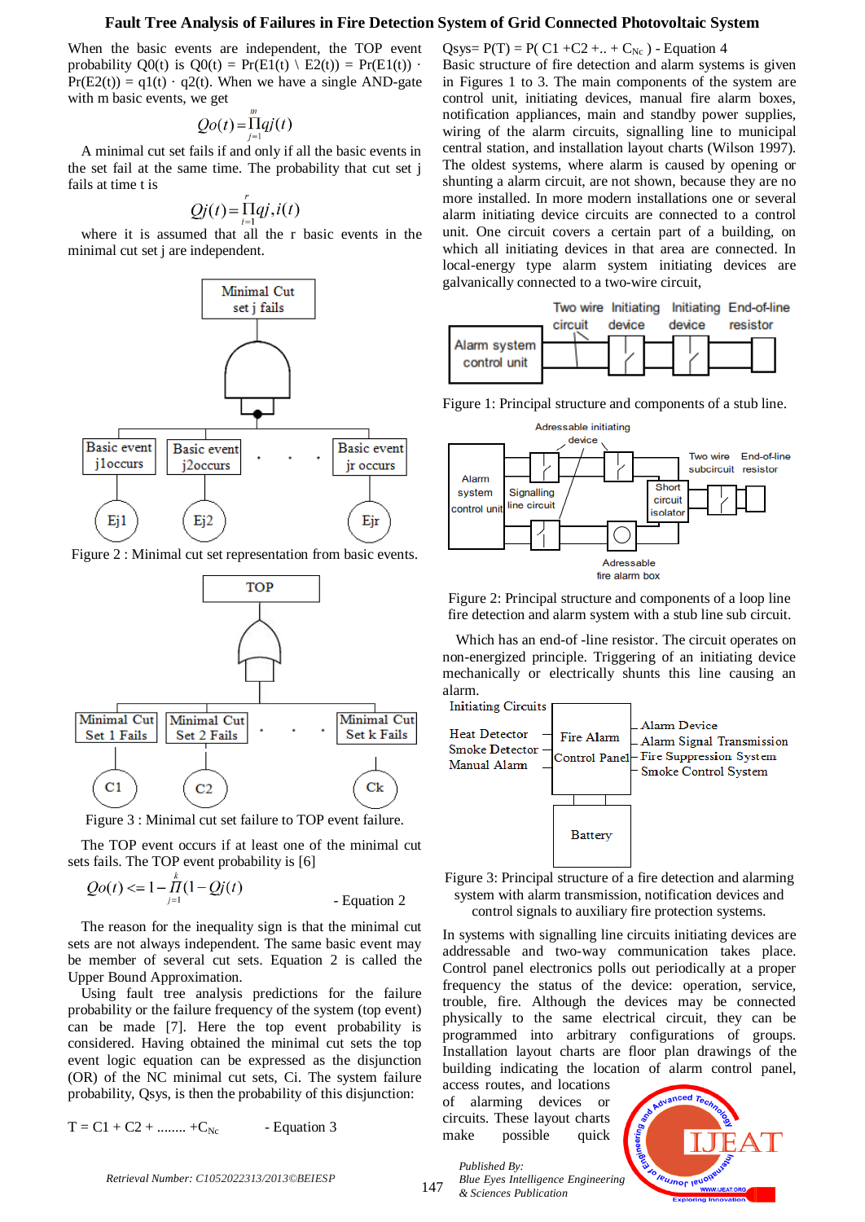When the basic events are independent, the TOP event probability Q0(t) is $Q0(t) = Pr(E1(t) \setminus E2(t)) = Pr(E1(t)) \cdot Pr(E2(t)) = q1(t) \cdot q2(t)$. When we have a single AND-gate with m basic events, we get

$$Qo(t) = \prod_{j=1}^{m} qj(t)$$

A minimal cut set fails if and only if all the basic events in the set fail at the same time. The probability that cut set j fails at time t is

$$Qj(t) = \prod_{i=1}^{r} qj,i(t)$$

where it is assumed that all the r basic events in the minimal cut set j are independent.

Figure 2 : Minimal cut set representation from basic events.

Figure 3 : Minimal cut set failure to TOP event failure.

The TOP event occurs if at least one of the minimal cut sets fails. The TOP event probability is [6]

$$Qo(t) <= 1 - \prod_{j=1}^{k}(1 - Qj(t)) \quad \text{- Equation 2}$$

The reason for the inequality sign is that the minimal cut sets are not always independent. The same basic event may be member of several cut sets. Equation 2 is called the Upper Bound Approximation.

Using fault tree analysis predictions for the failure probability or the failure frequency of the system (top event) can be made [7]. Here the top event probability is considered. Having obtained the minimal cut sets the top event logic equation can be expressed as the disjunction (OR) of the NC minimal cut sets, Ci. The system failure probability, Qsys, is then the probability of this disjunction:

$$T = C1 + C2 + \dots\dots + C_{Nc} \quad \text{- Equation 3}$$

$$Qsys = P(T) = P(C1 + C2 + .. + C_{Nc}) \quad \text{- Equation 4}$$

Basic structure of fire detection and alarm systems is given in Figures 1 to 3. The main components of the system are control unit, initiating devices, manual fire alarm boxes, notification appliances, main and standby power supplies, wiring of the alarm circuits, signalling line to municipal central station, and installation layout charts (Wilson 1997). The oldest systems, where alarm is caused by opening or shunting a alarm circuit, are not shown, because they are no more installed. In more modern installations one or several alarm initiating device circuits are connected to a control unit. One circuit covers a certain part of a building, on which all initiating devices in that area are connected. In local-energy type alarm system initiating devices are galvanically connected to a two-wire circuit,

Figure 1: Principal structure and components of a stub line.

Figure 2: Principal structure and components of a loop line fire detection and alarm system with a stub line sub circuit.

Which has an end-of -line resistor. The circuit operates on non-energized principle. Triggering of an initiating device mechanically or electrically shunts this line causing an alarm.

Figure 3: Principal structure of a fire detection and alarming system with alarm transmission, notification devices and control signals to auxiliary fire protection systems.

In systems with signalling line circuits initiating devices are addressable and two-way communication takes place. Control panel electronics polls out periodically at a proper frequency the status of the device: operation, service, trouble, fire. Although the devices may be connected physically to the same electrical circuit, they can be programmed into arbitrary configurations of groups. Installation layout charts are floor plan drawings of the building indicating the location of alarm control panel, access routes, and locations of alarming devices or circuits. These layout charts make possible quick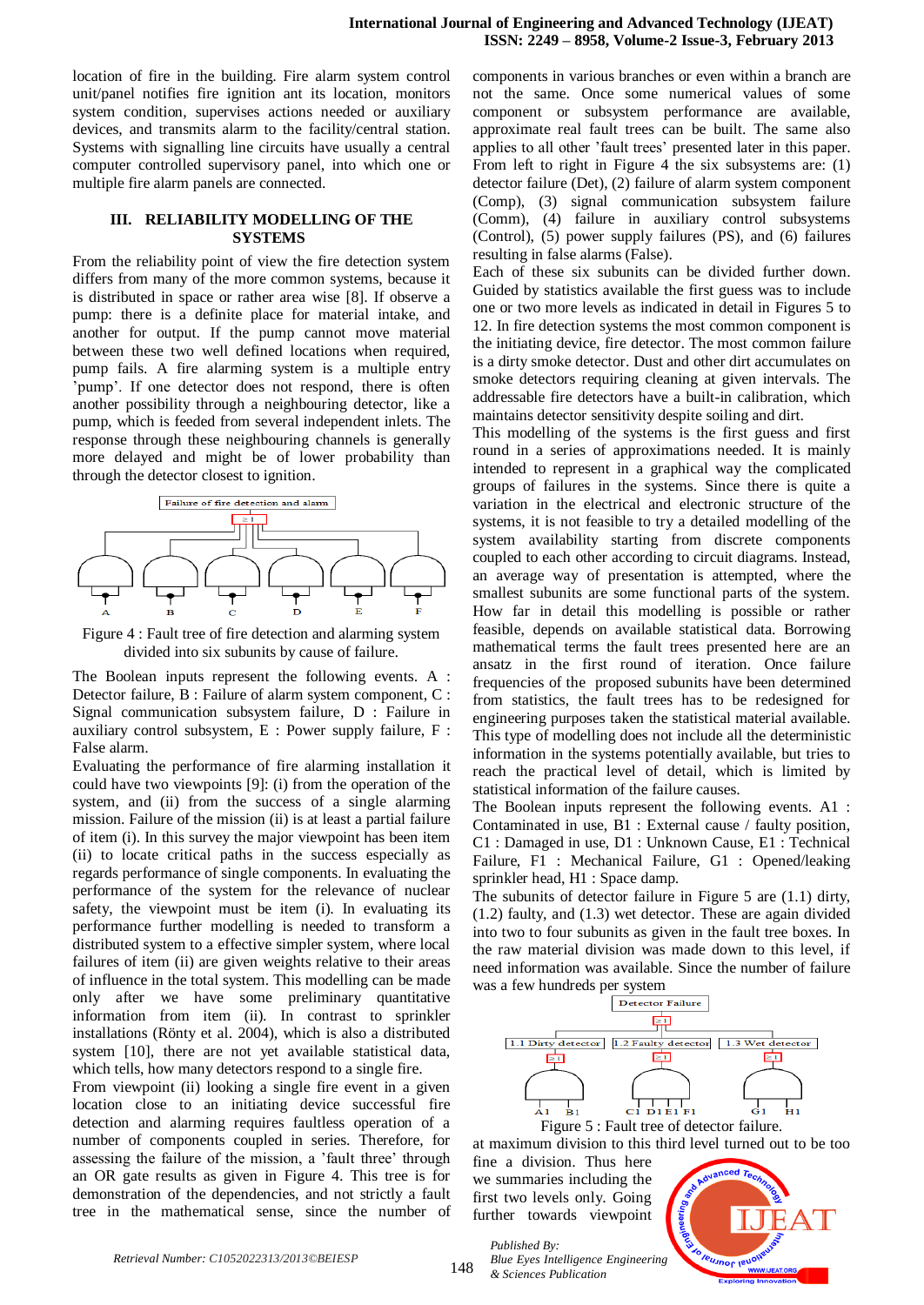location of fire in the building. Fire alarm system control unit/panel notifies fire ignition ant its location, monitors system condition, supervises actions needed or auxiliary devices, and transmits alarm to the facility/central station. Systems with signalling line circuits have usually a central computer controlled supervisory panel, into which one or multiple fire alarm panels are connected.

## III. RELIABILITY MODELLING OF THE SYSTEMS

From the reliability point of view the fire detection system differs from many of the more common systems, because it is distributed in space or rather area wise [8]. If observe a pump: there is a definite place for material intake, and another for output. If the pump cannot move material between these two well defined locations when required, pump fails. A fire alarming system is a multiple entry 'pump'. If one detector does not respond, there is often another possibility through a neighbouring detector, like a pump, which is feeded from several independent inlets. The response through these neighbouring channels is generally more delayed and might be of lower probability than through the detector closest to ignition.

Figure 4 : Fault tree of fire detection and alarming system divided into six subunits by cause of failure.

The Boolean inputs represent the following events. A : Detector failure, B : Failure of alarm system component, C : Signal communication subsystem failure, D : Failure in auxiliary control subsystem, E : Power supply failure, F : False alarm.

Evaluating the performance of fire alarming installation it could have two viewpoints [9]: (i) from the operation of the system, and (ii) from the success of a single alarming mission. Failure of the mission (ii) is at least a partial failure of item (i). In this survey the major viewpoint has been item (ii) to locate critical paths in the success especially as regards performance of single components. In evaluating the performance of the system for the relevance of nuclear safety, the viewpoint must be item (i). In evaluating its performance further modelling is needed to transform a distributed system to a effective simpler system, where local failures of item (ii) are given weights relative to their areas of influence in the total system. This modelling can be made only after we have some preliminary quantitative information from item (ii). In contrast to sprinkler installations (Rönty et al. 2004), which is also a distributed system [10], there are not yet available statistical data, which tells, how many detectors respond to a single fire.

From viewpoint (ii) looking a single fire event in a given location close to an initiating device successful fire detection and alarming requires faultless operation of a number of components coupled in series. Therefore, for assessing the failure of the mission, a 'fault three' through an OR gate results as given in Figure 4. This tree is for demonstration of the dependencies, and not strictly a fault tree in the mathematical sense, since the number of components in various branches or even within a branch are not the same. Once some numerical values of some component or subsystem performance are available, approximate real fault trees can be built. The same also applies to all other 'fault trees' presented later in this paper. From left to right in Figure 4 the six subsystems are: (1) detector failure (Det), (2) failure of alarm system component (Comp), (3) signal communication subsystem failure (Comm), (4) failure in auxiliary control subsystems (Control), (5) power supply failures (PS), and (6) failures resulting in false alarms (False).

Each of these six subunits can be divided further down. Guided by statistics available the first guess was to include one or two more levels as indicated in detail in Figures 5 to 12. In fire detection systems the most common component is the initiating device, fire detector. The most common failure is a dirty smoke detector. Dust and other dirt accumulates on smoke detectors requiring cleaning at given intervals. The addressable fire detectors have a built-in calibration, which maintains detector sensitivity despite soiling and dirt.

This modelling of the systems is the first guess and first round in a series of approximations needed. It is mainly intended to represent in a graphical way the complicated groups of failures in the systems. Since there is quite a variation in the electrical and electronic structure of the systems, it is not feasible to try a detailed modelling of the system availability starting from discrete components coupled to each other according to circuit diagrams. Instead, an average way of presentation is attempted, where the smallest subunits are some functional parts of the system. How far in detail this modelling is possible or rather feasible, depends on available statistical data. Borrowing mathematical terms the fault trees presented here are an ansatz in the first round of iteration. Once failure frequencies of the proposed subunits have been determined from statistics, the fault trees has to be redesigned for engineering purposes taken the statistical material available. This type of modelling does not include all the deterministic information in the systems potentially available, but tries to reach the practical level of detail, which is limited by statistical information of the failure causes.

The Boolean inputs represent the following events. A1 : Contaminated in use, B1 : External cause / faulty position, C1 : Damaged in use, D1 : Unknown Cause, E1 : Technical Failure, F1 : Mechanical Failure, G1 : Opened/leaking sprinkler head, H1 : Space damp.

The subunits of detector failure in Figure 5 are (1.1) dirty, (1.2) faulty, and (1.3) wet detector. These are again divided into two to four subunits as given in the fault tree boxes. In the raw material division was made down to this level, if need information was available. Since the number of failure was a few hundreds per system

Figure 5 : Fault tree of detector failure.

at maximum division to this third level turned out to be too fine a division. Thus here we summaries including the first two levels only. Going further towards viewpoint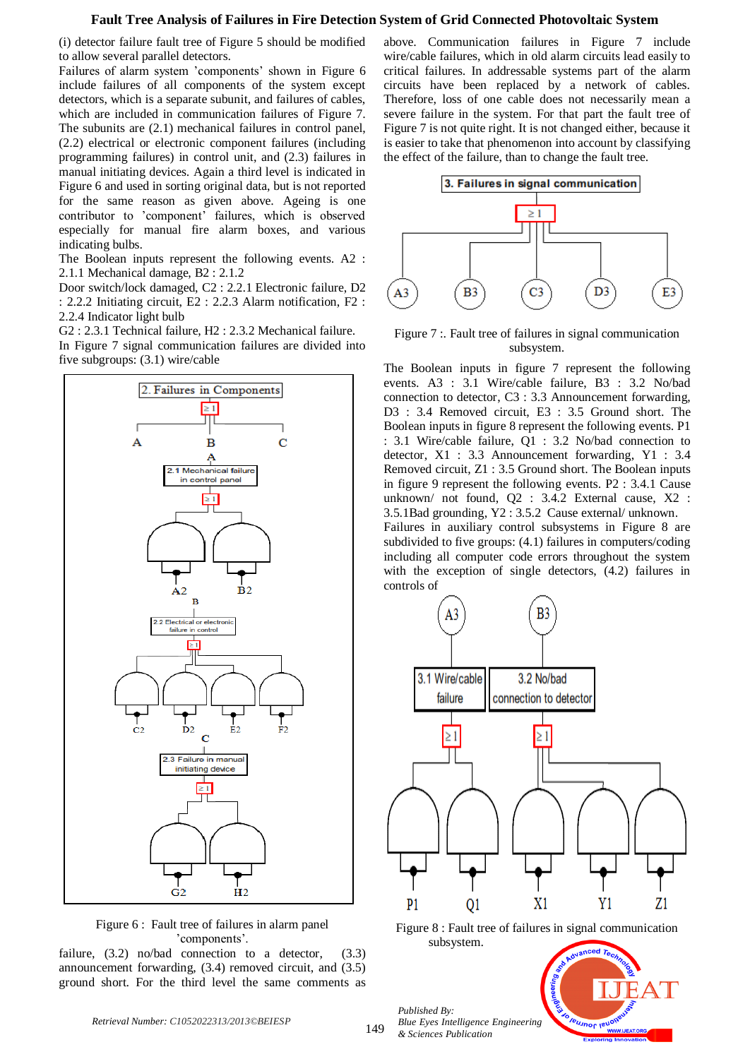(i) detector failure fault tree of Figure 5 should be modified to allow several parallel detectors.

Failures of alarm system 'components' shown in Figure 6 include failures of all components of the system except detectors, which is a separate subunit, and failures of cables, which are included in communication failures of Figure 7. The subunits are (2.1) mechanical failures in control panel, (2.2) electrical or electronic component failures (including programming failures) in control unit, and (2.3) failures in manual initiating devices. Again a third level is indicated in Figure 6 and used in sorting original data, but is not reported for the same reason as given above. Ageing is one contributor to 'component' failures, which is observed especially for manual fire alarm boxes, and various indicating bulbs.

The Boolean inputs represent the following events. A2 : 2.1.1 Mechanical damage, B2 : 2.1.2 Door switch/lock damaged, C2 : 2.2.1 Electronic failure, D2 : 2.2.2 Initiating circuit, E2 : 2.2.3 Alarm notification, F2 : 2.2.4 Indicator light bulb

G2 : 2.3.1 Technical failure, H2 : 2.3.2 Mechanical failure.

In Figure 7 signal communication failures are divided into five subgroups: (3.1) wire/cable failure, (3.2) no/bad connection to a detector, (3.3) announcement forwarding, (3.4) removed circuit, and (3.5) ground short. For the third level the same comments as above. Communication failures in Figure 7 include wire/cable failures, which in old alarm circuits lead easily to critical failures. In addressable systems part of the alarm circuits have been replaced by a network of cables. Therefore, loss of one cable does not necessarily mean a severe failure in the system. For that part the fault tree of Figure 7 is not quite right. It is not changed either, because it is easier to take that phenomenon into account by classifying the effect of the failure, than to change the fault tree.

Figure 6 : Fault tree of failures in alarm panel 'components'.

Figure 7 :. Fault tree of failures in signal communication subsystem.

The Boolean inputs in figure 7 represent the following events. A3 : 3.1 Wire/cable failure, B3 : 3.2 No/bad connection to detector, C3 : 3.3 Announcement forwarding, D3 : 3.4 Removed circuit, E3 : 3.5 Ground short. The Boolean inputs in figure 8 represent the following events. P1 : 3.1 Wire/cable failure, Q1 : 3.2 No/bad connection to detector, X1 : 3.3 Announcement forwarding, Y1 : 3.4 Removed circuit, Z1 : 3.5 Ground short. The Boolean inputs in figure 9 represent the following events. P2 : 3.4.1 Cause unknown/ not found, Q2 : 3.4.2 External cause, X2 : 3.5.1Bad grounding, Y2 : 3.5.2 Cause external/ unknown.

Failures in auxiliary control subsystems in Figure 8 are subdivided to five groups: (4.1) failures in computers/coding including all computer code errors throughout the system with the exception of single detectors, (4.2) failures in controls of

Figure 8 : Fault tree of failures in signal communication subsystem.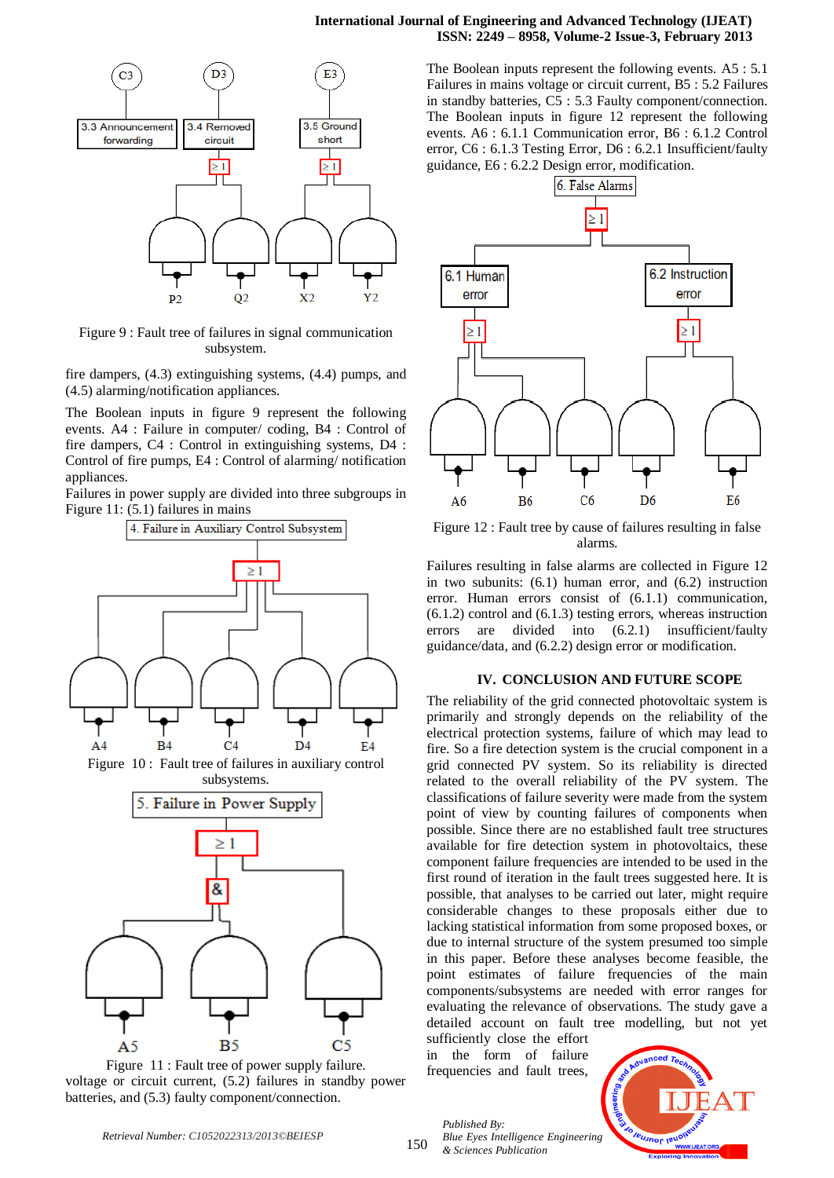Figure 9 : Fault tree of failures in signal communication subsystem.

fire dampers, (4.3) extinguishing systems, (4.4) pumps, and (4.5) alarming/notification appliances.

The Boolean inputs in figure 9 represent the following events. A4 : Failure in computer/ coding, B4 : Control of fire dampers, C4 : Control in extinguishing systems, D4 : Control of fire pumps, E4 : Control of alarming/ notification appliances.

Failures in power supply are divided into three subgroups in Figure 11: (5.1) failures in mains

Figure 10 : Fault tree of failures in auxiliary control subsystems.

Figure 11 : Fault tree of power supply failure.

voltage or circuit current, (5.2) failures in standby power batteries, and (5.3) faulty component/connection.

The Boolean inputs represent the following events. A5 : 5.1 Failures in mains voltage or circuit current, B5 : 5.2 Failures in standby batteries, C5 : 5.3 Faulty component/connection. The Boolean inputs in figure 12 represent the following events. A6 : 6.1.1 Communication error, B6 : 6.1.2 Control error, C6 : 6.1.3 Testing Error, D6 : 6.2.1 Insufficient/faulty guidance, E6 : 6.2.2 Design error, modification.

Figure 12 : Fault tree by cause of failures resulting in false alarms.

Failures resulting in false alarms are collected in Figure 12 in two subunits: (6.1) human error, and (6.2) instruction error. Human errors consist of (6.1.1) communication, (6.1.2) control and (6.1.3) testing errors, whereas instruction errors are divided into (6.2.1) insufficient/faulty guidance/data, and (6.2.2) design error or modification.

## IV. CONCLUSION AND FUTURE SCOPE

The reliability of the grid connected photovoltaic system is primarily and strongly depends on the reliability of the electrical protection systems, failure of which may lead to fire. So a fire detection system is the crucial component in a grid connected PV system. So its reliability is directed related to the overall reliability of the PV system. The classifications of failure severity were made from the system point of view by counting failures of components when possible. Since there are no established fault tree structures available for fire detection system in photovoltaics, these component failure frequencies are intended to be used in the first round of iteration in the fault trees suggested here. It is possible, that analyses to be carried out later, might require considerable changes to these proposals either due to lacking statistical information from some proposed boxes, or due to internal structure of the system presumed too simple in this paper. Before these analyses become feasible, the point estimates of failure frequencies of the main components/subsystems are needed with error ranges for evaluating the relevance of observations. The study gave a detailed account on fault tree modelling, but not yet sufficiently close the effort in the form of failure frequencies and fault trees,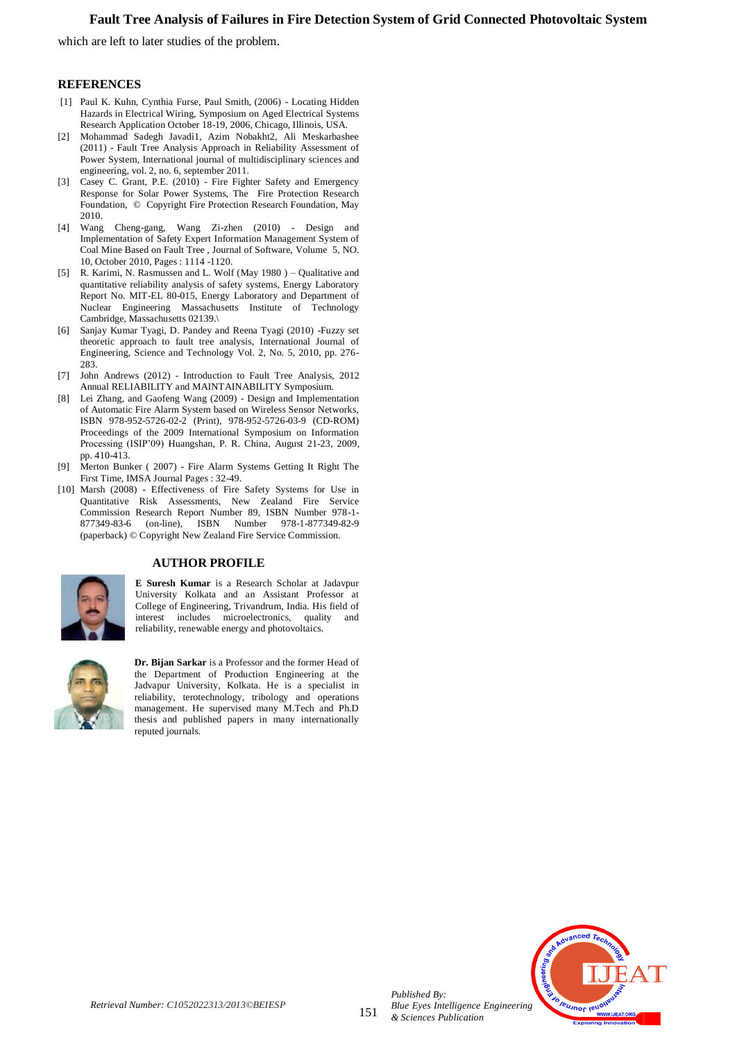which are left to later studies of the problem.

## REFERENCES

[1] Paul K. Kuhn, Cynthia Furse, Paul Smith, (2006) - Locating Hidden Hazards in Electrical Wiring, Symposium on Aged Electrical Systems Research Application October 18-19, 2006, Chicago, Illinois, USA.

[2] Mohammad Sadegh Javadi1, Azim Nobakht2, Ali Meskarbashee (2011) - Fault Tree Analysis Approach in Reliability Assessment of Power System, International journal of multidisciplinary sciences and engineering, vol. 2, no. 6, september 2011.

[3] Casey C. Grant, P.E. (2010) - Fire Fighter Safety and Emergency Response for Solar Power Systems, The Fire Protection Research Foundation, © Copyright Fire Protection Research Foundation, May 2010.

[4] Wang Cheng-gang, Wang Zi-zhen (2010) - Design and Implementation of Safety Expert Information Management System of Coal Mine Based on Fault Tree , Journal of Software, Volume 5, NO. 10, October 2010, Pages : 1114 -1120.

[5] R. Karimi, N. Rasmussen and L. Wolf (May 1980 ) – Qualitative and quantitative reliability analysis of safety systems, Energy Laboratory Report No. MIT-EL 80-015, Energy Laboratory and Department of Nuclear Engineering Massachusetts Institute of Technology Cambridge, Massachusetts 02139.\

[6] Sanjay Kumar Tyagi, D. Pandey and Reena Tyagi (2010) -Fuzzy set theoretic approach to fault tree analysis, International Journal of Engineering, Science and Technology Vol. 2, No. 5, 2010, pp. 276-283.

[7] John Andrews (2012) - Introduction to Fault Tree Analysis, 2012 Annual RELIABILITY and MAINTAINABILITY Symposium.

[8] Lei Zhang, and Gaofeng Wang (2009) - Design and Implementation of Automatic Fire Alarm System based on Wireless Sensor Networks, ISBN 978-952-5726-02-2 (Print), 978-952-5726-03-9 (CD-ROM) Proceedings of the 2009 International Symposium on Information Processing (ISIP'09) Huangshan, P. R. China, August 21-23, 2009, pp. 410-413.

[9] Merton Bunker ( 2007) - Fire Alarm Systems Getting It Right The First Time, IMSA Journal Pages : 32-49.

[10] Marsh (2008) - Effectiveness of Fire Safety Systems for Use in Quantitative Risk Assessments, New Zealand Fire Service Commission Research Report Number 89, ISBN Number 978-1-877349-83-6 (on-line), ISBN Number 978-1-877349-82-9 (paperback) © Copyright New Zealand Fire Service Commission.

## AUTHOR PROFILE

**E Suresh Kumar** is a Research Scholar at Jadavpur University Kolkata and an Assistant Professor at College of Engineering, Trivandrum, India. His field of interest includes microelectronics, quality and reliability, renewable energy and photovoltaics.

**Dr. Bijan Sarkar** is a Professor and the former Head of the Department of Production Engineering at the Jadvapur University, Kolkata. He is a specialist in reliability, terotechnology, tribology and operations management. He supervised many M.Tech and Ph.D thesis and published papers in many internationally reputed journals.